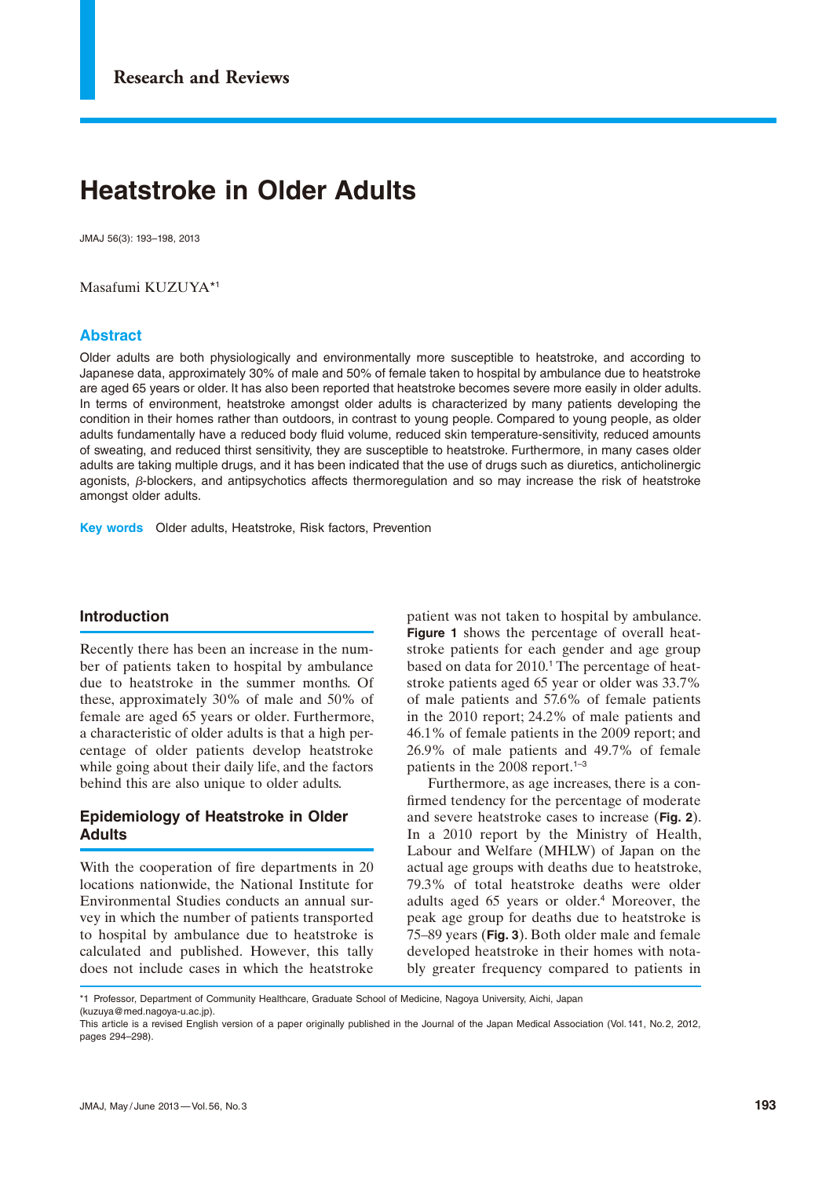Research and Reviews

# Heatstroke in Older Adults

JMAJ 56(3): 193–198, 2013

Masafumi KUZUYA*[1]

## Abstract

Older adults are both physiologically and environmentally more susceptible to heatstroke, and according to Japanese data, approximately 30% of male and 50% of female taken to hospital by ambulance due to heatstroke are aged 65 years or older. It has also been reported that heatstroke becomes severe more easily in older adults. In terms of environment, heatstroke amongst older adults is characterized by many patients developing the condition in their homes rather than outdoors, in contrast to young people. Compared to young people, as older adults fundamentally have a reduced body fluid volume, reduced skin temperature-sensitivity, reduced amounts of sweating, and reduced thirst sensitivity, they are susceptible to heatstroke. Furthermore, in many cases older adults are taking multiple drugs, and it has been indicated that the use of drugs such as diuretics, anticholinergic agonists, $\beta$-blockers, and antipsychotics affects thermoregulation and so may increase the risk of heatstroke amongst older adults.

**Key words** Older adults, Heatstroke, Risk factors, Prevention

## Introduction

Recently there has been an increase in the number of patients taken to hospital by ambulance due to heatstroke in the summer months. Of these, approximately 30% of male and 50% of female are aged 65 years or older. Furthermore, a characteristic of older adults is that a high percentage of older patients develop heatstroke while going about their daily life, and the factors behind this are also unique to older adults.

## Epidemiology of Heatstroke in Older Adults

With the cooperation of fire departments in 20 locations nationwide, the National Institute for Environmental Studies conducts an annual survey in which the number of patients transported to hospital by ambulance due to heatstroke is calculated and published. However, this tally does not include cases in which the heatstroke patient was not taken to hospital by ambulance. **Figure 1** shows the percentage of overall heatstroke patients for each gender and age group based on data for 2010.[1] The percentage of heatstroke patients aged 65 year or older was 33.7% of male patients and 57.6% of female patients in the 2010 report; 24.2% of male patients and 46.1% of female patients in the 2009 report; and 26.9% of male patients and 49.7% of female patients in the 2008 report.[1–3]

Furthermore, as age increases, there is a confirmed tendency for the percentage of moderate and severe heatstroke cases to increase (**Fig. 2**). In a 2010 report by the Ministry of Health, Labour and Welfare (MHLW) of Japan on the actual age groups with deaths due to heatstroke, 79.3% of total heatstroke deaths were older adults aged 65 years or older.[4] Moreover, the peak age group for deaths due to heatstroke is 75–89 years (**Fig. 3**). Both older male and female developed heatstroke in their homes with notably greater frequency compared to patients in

*1 Professor, Department of Community Healthcare, Graduate School of Medicine, Nagoya University, Aichi, Japan (kuzuya@med.nagoya-u.ac.jp).
This article is a revised English version of a paper originally published in the Journal of the Japan Medical Association (Vol.141, No.2, 2012, pages 294–298).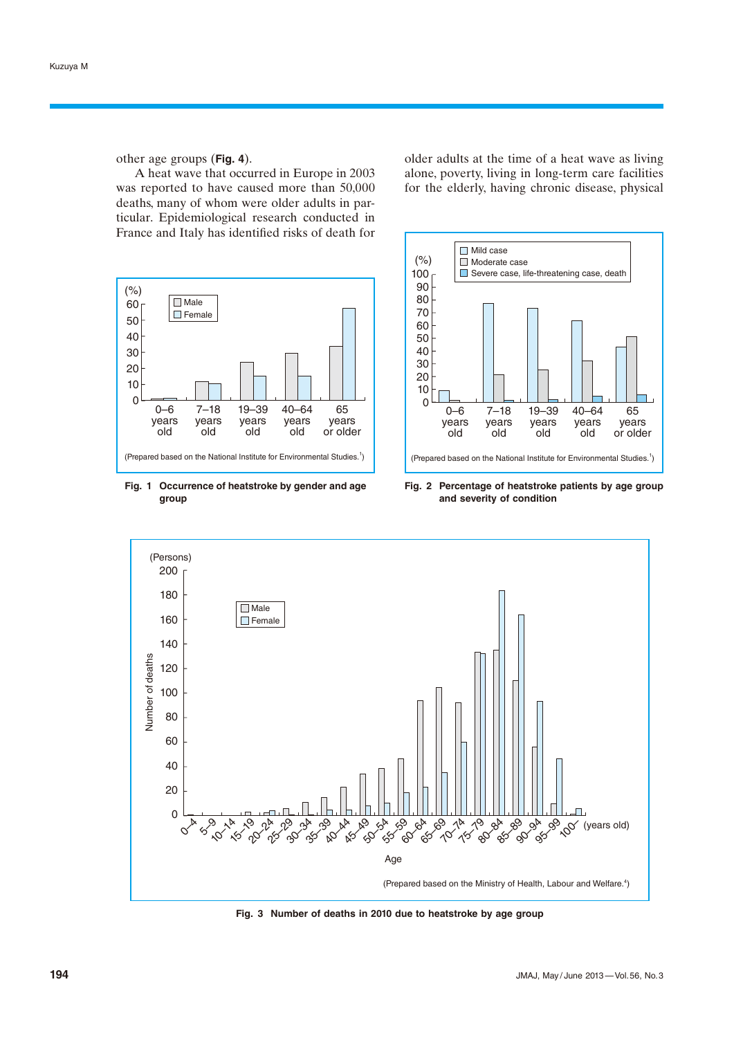other age groups (**Fig. 4**).

A heat wave that occurred in Europe in 2003 was reported to have caused more than 50,000 deaths, many of whom were older adults in particular. Epidemiological research conducted in France and Italy has identified risks of death for older adults at the time of a heat wave as living alone, poverty, living in long-term care facilities for the elderly, having chronic disease, physical

(Prepared based on the National Institute for Environmental Studies.[1])

**Fig. 1 Occurrence of heatstroke by gender and age group**

(Prepared based on the National Institute for Environmental Studies.[1])

**Fig. 2 Percentage of heatstroke patients by age group and severity of condition**

(Prepared based on the Ministry of Health, Labour and Welfare.[4])

**Fig. 3 Number of deaths in 2010 due to heatstroke by age group**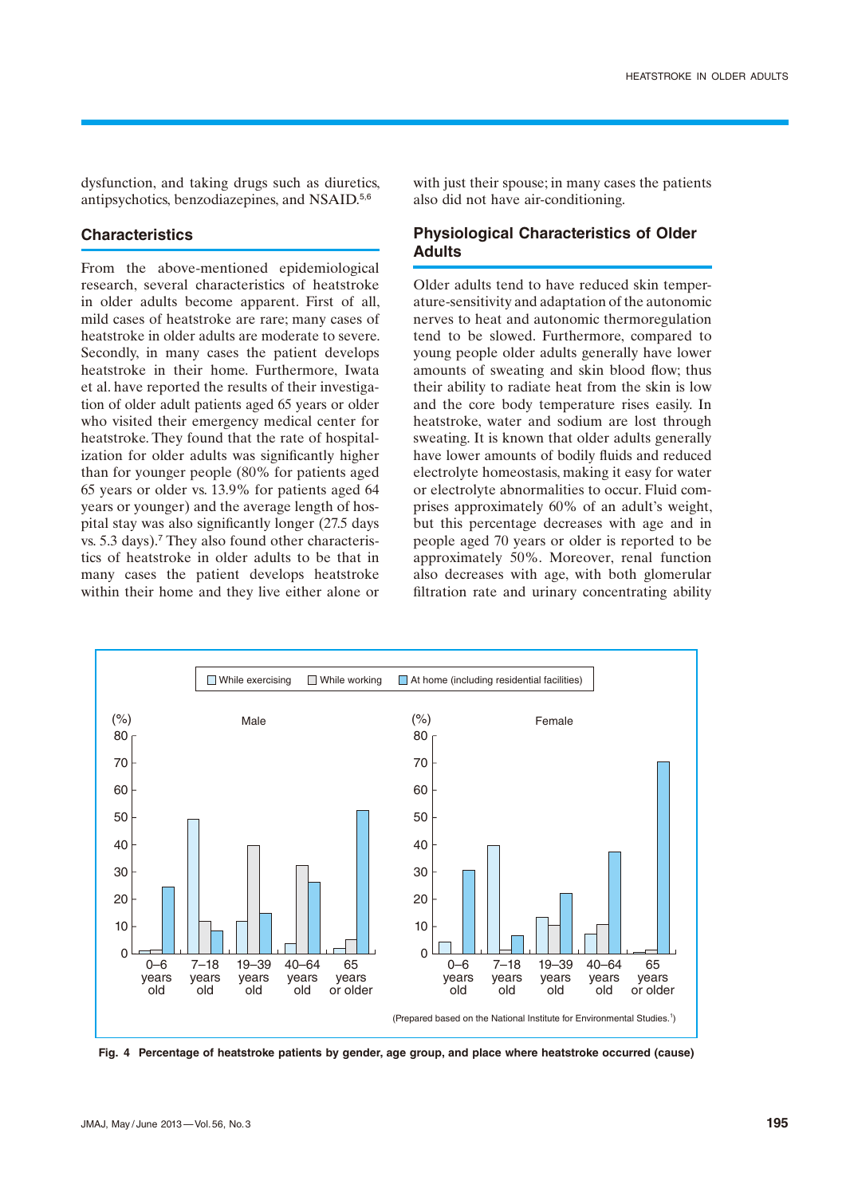dysfunction, and taking drugs such as diuretics, antipsychotics, benzodiazepines, and NSAID.[5,6]

## Characteristics

From the above-mentioned epidemiological research, several characteristics of heatstroke in older adults become apparent. First of all, mild cases of heatstroke are rare; many cases of heatstroke in older adults are moderate to severe. Secondly, in many cases the patient develops heatstroke in their home. Furthermore, Iwata et al. have reported the results of their investigation of older adult patients aged 65 years or older who visited their emergency medical center for heatstroke. They found that the rate of hospitalization for older adults was significantly higher than for younger people (80% for patients aged 65 years or older vs. 13.9% for patients aged 64 years or younger) and the average length of hospital stay was also significantly longer (27.5 days vs. 5.3 days).[7] They also found other characteristics of heatstroke in older adults to be that in many cases the patient develops heatstroke within their home and they live either alone or with just their spouse; in many cases the patients also did not have air-conditioning.

## Physiological Characteristics of Older Adults

Older adults tend to have reduced skin temperature-sensitivity and adaptation of the autonomic nerves to heat and autonomic thermoregulation tend to be slowed. Furthermore, compared to young people older adults generally have lower amounts of sweating and skin blood flow; thus their ability to radiate heat from the skin is low and the core body temperature rises easily. In heatstroke, water and sodium are lost through sweating. It is known that older adults generally have lower amounts of bodily fluids and reduced electrolyte homeostasis, making it easy for water or electrolyte abnormalities to occur. Fluid comprises approximately 60% of an adult's weight, but this percentage decreases with age and in people aged 70 years or older is reported to be approximately 50%. Moreover, renal function also decreases with age, with both glomerular filtration rate and urinary concentrating ability

(Prepared based on the National Institute for Environmental Studies.[1])

**Fig. 4 Percentage of heatstroke patients by gender, age group, and place where heatstroke occurred (cause)**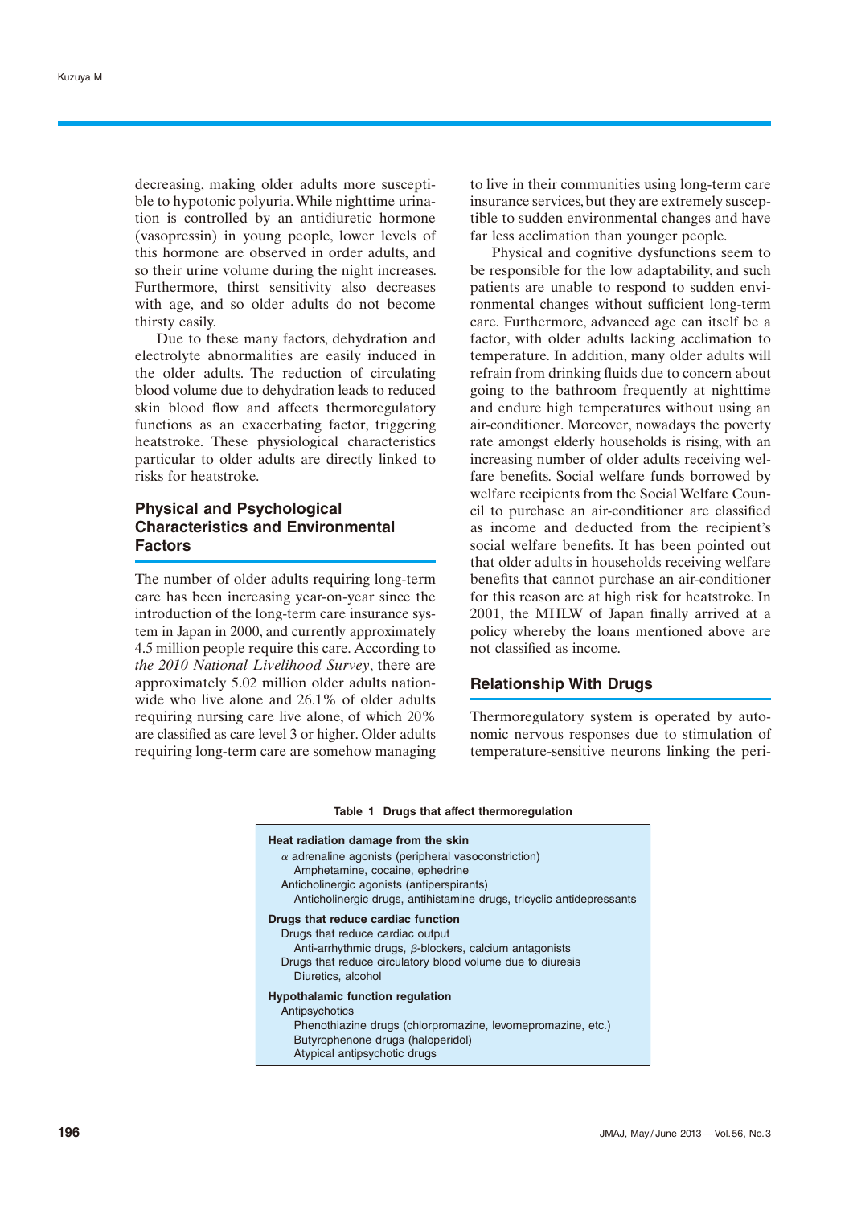decreasing, making older adults more susceptible to hypotonic polyuria. While nighttime urination is controlled by an antidiuretic hormone (vasopressin) in young people, lower levels of this hormone are observed in order adults, and so their urine volume during the night increases. Furthermore, thirst sensitivity also decreases with age, and so older adults do not become thirsty easily.

Due to these many factors, dehydration and electrolyte abnormalities are easily induced in the older adults. The reduction of circulating blood volume due to dehydration leads to reduced skin blood flow and affects thermoregulatory functions as an exacerbating factor, triggering heatstroke. These physiological characteristics particular to older adults are directly linked to risks for heatstroke.

## Physical and Psychological Characteristics and Environmental Factors

The number of older adults requiring long-term care has been increasing year-on-year since the introduction of the long-term care insurance system in Japan in 2000, and currently approximately 4.5 million people require this care. According to *the 2010 National Livelihood Survey*, there are approximately 5.02 million older adults nationwide who live alone and 26.1% of older adults requiring nursing care live alone, of which 20% are classified as care level 3 or higher. Older adults requiring long-term care are somehow managing to live in their communities using long-term care insurance services, but they are extremely susceptible to sudden environmental changes and have far less acclimation than younger people.

Physical and cognitive dysfunctions seem to be responsible for the low adaptability, and such patients are unable to respond to sudden environmental changes without sufficient long-term care. Furthermore, advanced age can itself be a factor, with older adults lacking acclimation to temperature. In addition, many older adults will refrain from drinking fluids due to concern about going to the bathroom frequently at nighttime and endure high temperatures without using an air-conditioner. Moreover, nowadays the poverty rate amongst elderly households is rising, with an increasing number of older adults receiving welfare benefits. Social welfare funds borrowed by welfare recipients from the Social Welfare Council to purchase an air-conditioner are classified as income and deducted from the recipient's social welfare benefits. It has been pointed out that older adults in households receiving welfare benefits that cannot purchase an air-conditioner for this reason are at high risk for heatstroke. In 2001, the MHLW of Japan finally arrived at a policy whereby the loans mentioned above are not classified as income.

## Relationship With Drugs

Thermoregulatory system is operated by autonomic nervous responses due to stimulation of temperature-sensitive neurons linking the peri-

**Table 1 Drugs that affect thermoregulation**

| Drugs that affect thermoregulation |
|---|
| **Heat radiation damage from the skin** |
| $\alpha$ adrenaline agonists (peripheral vasoconstriction) |
| Amphetamine, cocaine, ephedrine |
| Anticholinergic agonists (antiperspirants) |
| Anticholinergic drugs, antihistamine drugs, tricyclic antidepressants |
| **Drugs that reduce cardiac function** |
| Drugs that reduce cardiac output |
| Anti-arrhythmic drugs, $\beta$-blockers, calcium antagonists |
| Drugs that reduce circulatory blood volume due to diuresis |
| Diuretics, alcohol |
| **Hypothalamic function regulation** |
| Antipsychotics |
| Phenothiazine drugs (chlorpromazine, levomepromazine, etc.) |
| Butyrophenone drugs (haloperidol) |
| Atypical antipsychotic drugs |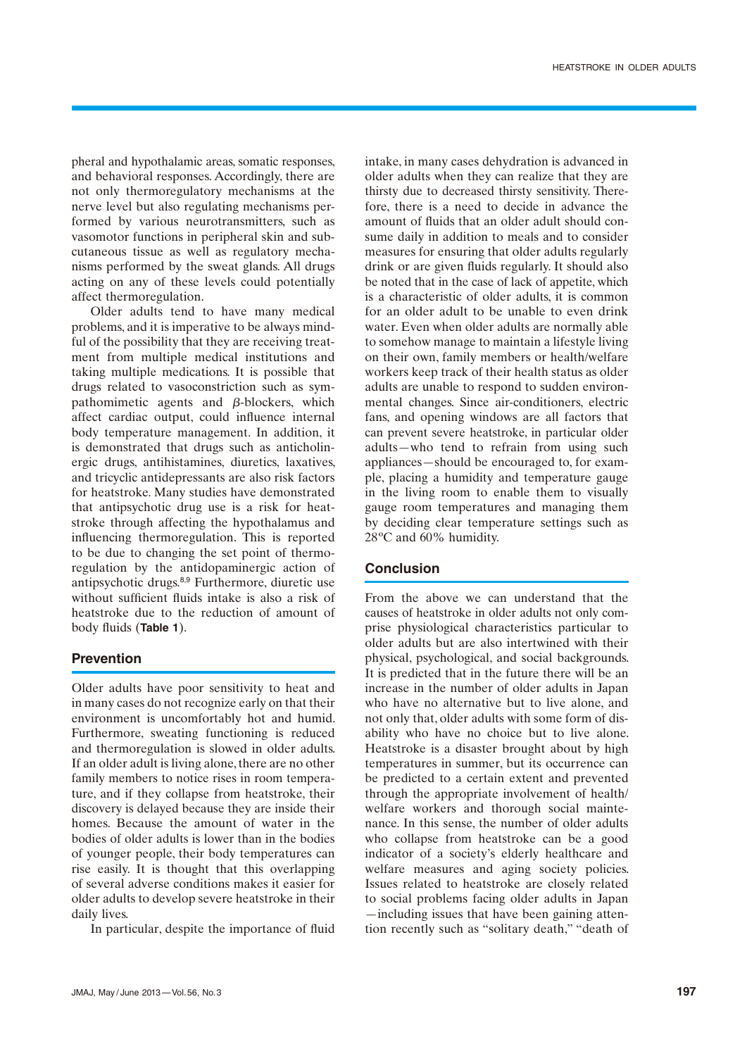pheral and hypothalamic areas, somatic responses, and behavioral responses. Accordingly, there are not only thermoregulatory mechanisms at the nerve level but also regulating mechanisms performed by various neurotransmitters, such as vasomotor functions in peripheral skin and subcutaneous tissue as well as regulatory mechanisms performed by the sweat glands. All drugs acting on any of these levels could potentially affect thermoregulation.

Older adults tend to have many medical problems, and it is imperative to be always mindful of the possibility that they are receiving treatment from multiple medical institutions and taking multiple medications. It is possible that drugs related to vasoconstriction such as sympathomimetic agents and $\beta$-blockers, which affect cardiac output, could influence internal body temperature management. In addition, it is demonstrated that drugs such as anticholinergic drugs, antihistamines, diuretics, laxatives, and tricyclic antidepressants are also risk factors for heatstroke. Many studies have demonstrated that antipsychotic drug use is a risk for heatstroke through affecting the hypothalamus and influencing thermoregulation. This is reported to be due to changing the set point of thermoregulation by the antidopaminergic action of antipsychotic drugs.[8,9] Furthermore, diuretic use without sufficient fluids intake is also a risk of heatstroke due to the reduction of amount of body fluids (**Table 1**).

## Prevention

Older adults have poor sensitivity to heat and in many cases do not recognize early on that their environment is uncomfortably hot and humid. Furthermore, sweating functioning is reduced and thermoregulation is slowed in older adults. If an older adult is living alone, there are no other family members to notice rises in room temperature, and if they collapse from heatstroke, their discovery is delayed because they are inside their homes. Because the amount of water in the bodies of older adults is lower than in the bodies of younger people, their body temperatures can rise easily. It is thought that this overlapping of several adverse conditions makes it easier for older adults to develop severe heatstroke in their daily lives.

In particular, despite the importance of fluid intake, in many cases dehydration is advanced in older adults when they can realize that they are thirsty due to decreased thirsty sensitivity. Therefore, there is a need to decide in advance the amount of fluids that an older adult should consume daily in addition to meals and to consider measures for ensuring that older adults regularly drink or are given fluids regularly. It should also be noted that in the case of lack of appetite, which is a characteristic of older adults, it is common for an older adult to be unable to even drink water. Even when older adults are normally able to somehow manage to maintain a lifestyle living on their own, family members or health/welfare workers keep track of their health status as older adults are unable to respond to sudden environmental changes. Since air-conditioners, electric fans, and opening windows are all factors that can prevent severe heatstroke, in particular older adults—who tend to refrain from using such appliances—should be encouraged to, for example, placing a humidity and temperature gauge in the living room to enable them to visually gauge room temperatures and managing them by deciding clear temperature settings such as 28ºC and 60% humidity.

## Conclusion

From the above we can understand that the causes of heatstroke in older adults not only comprise physiological characteristics particular to older adults but are also intertwined with their physical, psychological, and social backgrounds. It is predicted that in the future there will be an increase in the number of older adults in Japan who have no alternative but to live alone, and not only that, older adults with some form of disability who have no choice but to live alone. Heatstroke is a disaster brought about by high temperatures in summer, but its occurrence can be predicted to a certain extent and prevented through the appropriate involvement of health/welfare workers and thorough social maintenance. In this sense, the number of older adults who collapse from heatstroke can be a good indicator of a society's elderly healthcare and welfare measures and aging society policies. Issues related to heatstroke are closely related to social problems facing older adults in Japan—including issues that have been gaining attention recently such as "solitary death," "death of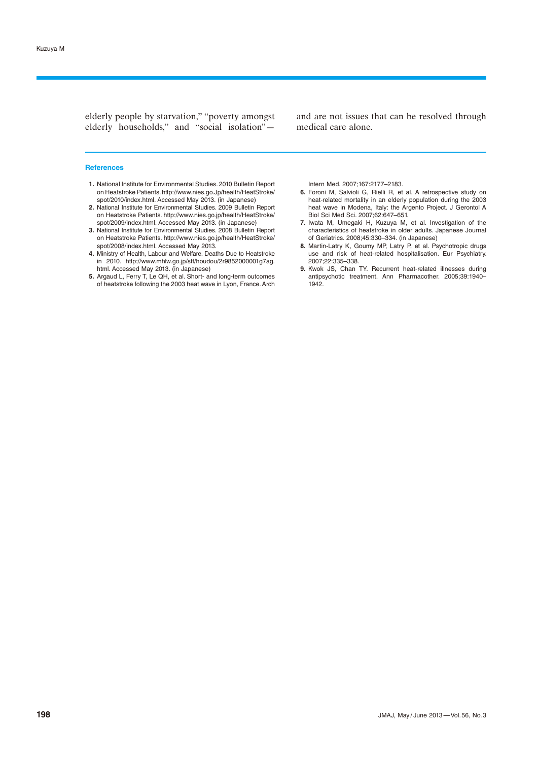elderly people by starvation," "poverty amongst elderly households," and "social isolation"—and are not issues that can be resolved through medical care alone.

## References

1. National Institute for Environmental Studies. 2010 Bulletin Report on Heatstroke Patients. http://www.nies.go.Jp/health/HeatStroke/spot/2010/index.html. Accessed May 2013. (in Japanese)
2. National Institute for Environmental Studies. 2009 Bulletin Report on Heatstroke Patients. http://www.nies.go.jp/health/HeatStroke/spot/2009/index.html. Accessed May 2013. (in Japanese)
3. National Institute for Environmental Studies. 2008 Bulletin Report on Heatstroke Patients. http://www.nies.go.jp/health/HeatStroke/spot/2008/index.html. Accessed May 2013.
4. Ministry of Health, Labour and Welfare. Deaths Due to Heatstroke in 2010. http://www.mhlw.go.jp/stf/houdou/2r9852000001g7ag.html. Accessed May 2013. (in Japanese)
5. Argaud L, Ferry T, Le QH, et al. Short- and long-term outcomes of heatstroke following the 2003 heat wave in Lyon, France. Arch Intern Med. 2007;167:2177–2183.
6. Foroni M, Salvioli G, Rielli R, et al. A retrospective study on heat-related mortality in an elderly population during the 2003 heat wave in Modena, Italy: the Argento Project. J Gerontol A Biol Sci Med Sci. 2007;62:647–651.
7. Iwata M, Umegaki H, Kuzuya M, et al. Investigation of the characteristics of heatstroke in older adults. Japanese Journal of Geriatrics. 2008;45:330–334. (in Japanese)
8. Martin-Latry K, Goumy MP, Latry P, et al. Psychotropic drugs use and risk of heat-related hospitalisation. Eur Psychiatry. 2007;22:335–338.
9. Kwok JS, Chan TY. Recurrent heat-related illnesses during antipsychotic treatment. Ann Pharmacother. 2005;39:1940–1942.